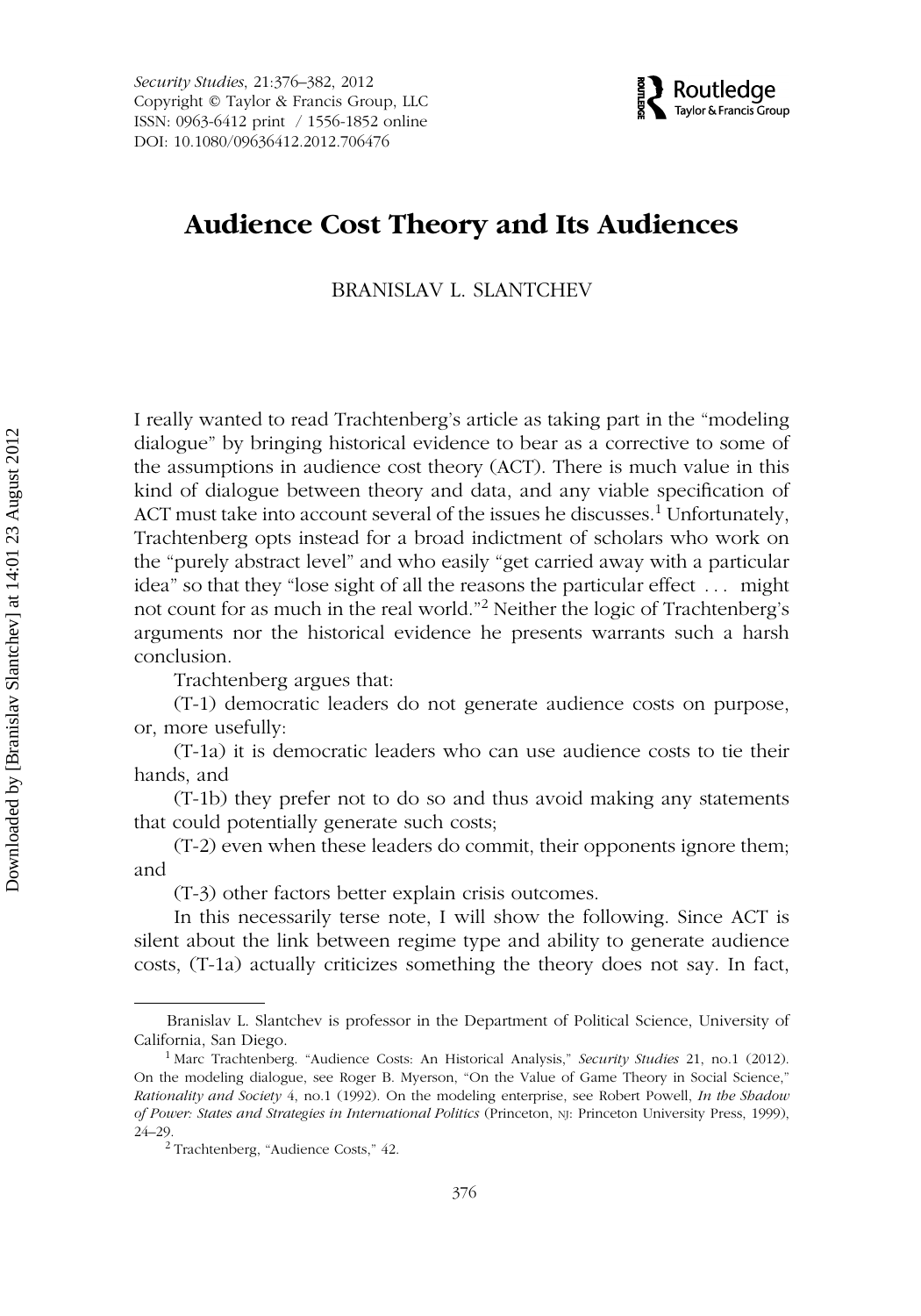# Audience Cost Theory and Its Audiences

BRANISLAV L. SLANTCHEV

I really wanted to read Trachtenberg's article as taking part in the "modeling dialogue" by bringing historical evidence to bear as a corrective to some of the assumptions in audience cost theory (ACT). There is much value in this kind of dialogue between theory and data, and any viable specification of ACT must take into account several of the issues he discusses.[1] Unfortunately, Trachtenberg opts instead for a broad indictment of scholars who work on the "purely abstract level" and who easily "get carried away with a particular idea" so that they "lose sight of all the reasons the particular effect . . . might not count for as much in the real world."[2] Neither the logic of Trachtenberg's arguments nor the historical evidence he presents warrants such a harsh conclusion.

Trachtenberg argues that:

(T-1) democratic leaders do not generate audience costs on purpose, or, more usefully:

(T-1a) it is democratic leaders who can use audience costs to tie their hands, and

(T-1b) they prefer not to do so and thus avoid making any statements that could potentially generate such costs;

(T-2) even when these leaders do commit, their opponents ignore them; and

(T-3) other factors better explain crisis outcomes.

In this necessarily terse note, I will show the following. Since ACT is silent about the link between regime type and ability to generate audience costs, (T-1a) actually criticizes something the theory does not say. In fact,

---

Branislav L. Slantchev is professor in the Department of Political Science, University of California, San Diego.

[1] Marc Trachtenberg. "Audience Costs: An Historical Analysis," *Security Studies* 21, no.1 (2012). On the modeling dialogue, see Roger B. Myerson, "On the Value of Game Theory in Social Science," *Rationality and Society* 4, no.1 (1992). On the modeling enterprise, see Robert Powell, *In the Shadow of Power: States and Strategies in International Politics* (Princeton, NJ: Princeton University Press, 1999), 24–29.

[2] Trachtenberg, "Audience Costs," 42.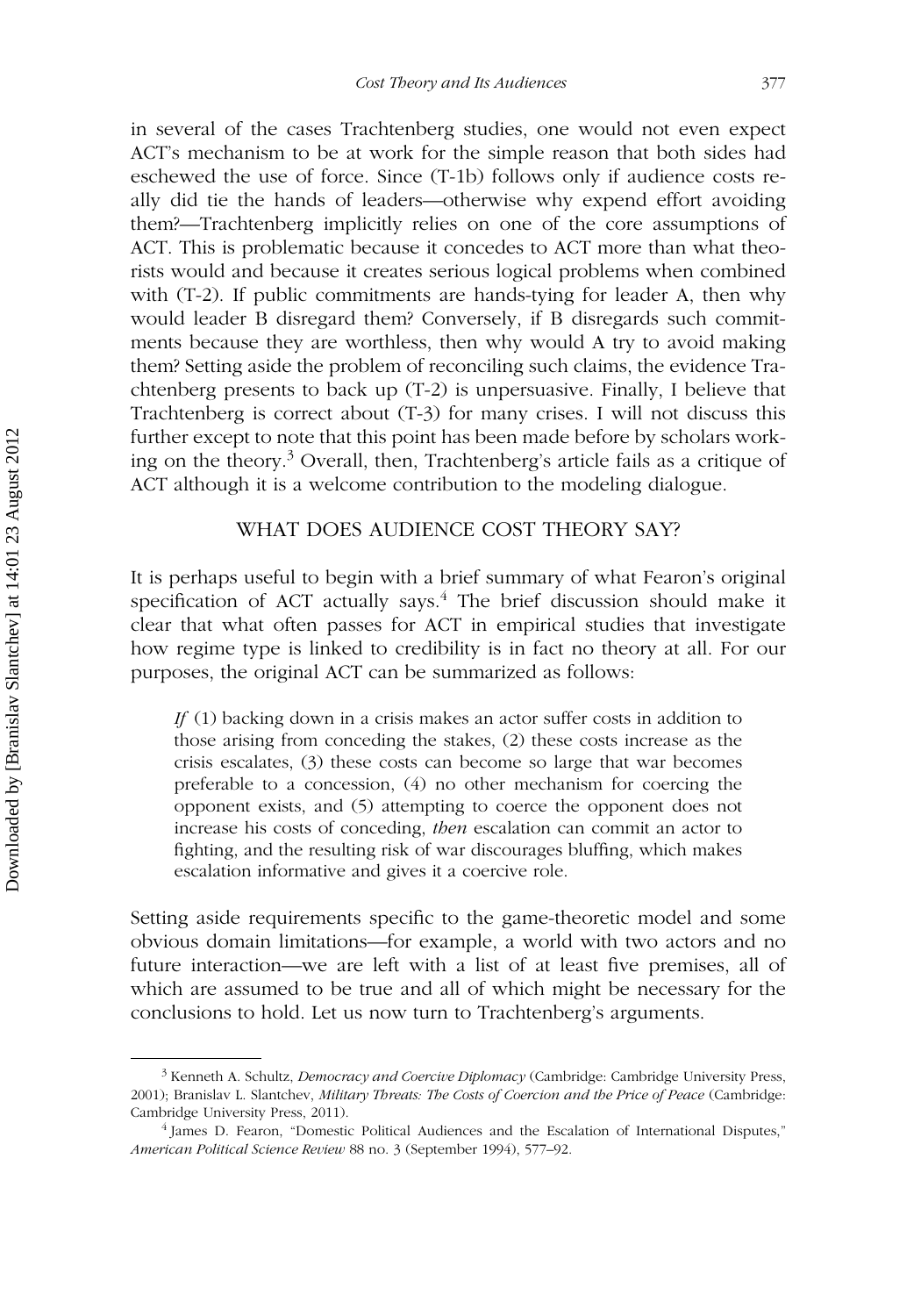in several of the cases Trachtenberg studies, one would not even expect ACT's mechanism to be at work for the simple reason that both sides had eschewed the use of force. Since (T-1b) follows only if audience costs really did tie the hands of leaders—otherwise why expend effort avoiding them?—Trachtenberg implicitly relies on one of the core assumptions of ACT. This is problematic because it concedes to ACT more than what theorists would and because it creates serious logical problems when combined with (T-2). If public commitments are hands-tying for leader A, then why would leader B disregard them? Conversely, if B disregards such commitments because they are worthless, then why would A try to avoid making them? Setting aside the problem of reconciling such claims, the evidence Trachtenberg presents to back up (T-2) is unpersuasive. Finally, I believe that Trachtenberg is correct about (T-3) for many crises. I will not discuss this further except to note that this point has been made before by scholars working on the theory.[3] Overall, then, Trachtenberg's article fails as a critique of ACT although it is a welcome contribution to the modeling dialogue.

## WHAT DOES AUDIENCE COST THEORY SAY?

It is perhaps useful to begin with a brief summary of what Fearon's original specification of ACT actually says.[4] The brief discussion should make it clear that what often passes for ACT in empirical studies that investigate how regime type is linked to credibility is in fact no theory at all. For our purposes, the original ACT can be summarized as follows:

> *If* (1) backing down in a crisis makes an actor suffer costs in addition to those arising from conceding the stakes, (2) these costs increase as the crisis escalates, (3) these costs can become so large that war becomes preferable to a concession, (4) no other mechanism for coercing the opponent exists, and (5) attempting to coerce the opponent does not increase his costs of conceding, *then* escalation can commit an actor to fighting, and the resulting risk of war discourages bluffing, which makes escalation informative and gives it a coercive role.

Setting aside requirements specific to the game-theoretic model and some obvious domain limitations—for example, a world with two actors and no future interaction—we are left with a list of at least five premises, all of which are assumed to be true and all of which might be necessary for the conclusions to hold. Let us now turn to Trachtenberg's arguments.

---

[3] Kenneth A. Schultz, *Democracy and Coercive Diplomacy* (Cambridge: Cambridge University Press, 2001); Branislav L. Slantchev, *Military Threats: The Costs of Coercion and the Price of Peace* (Cambridge: Cambridge University Press, 2011).

[4] James D. Fearon, "Domestic Political Audiences and the Escalation of International Disputes," *American Political Science Review* 88 no. 3 (September 1994), 577–92.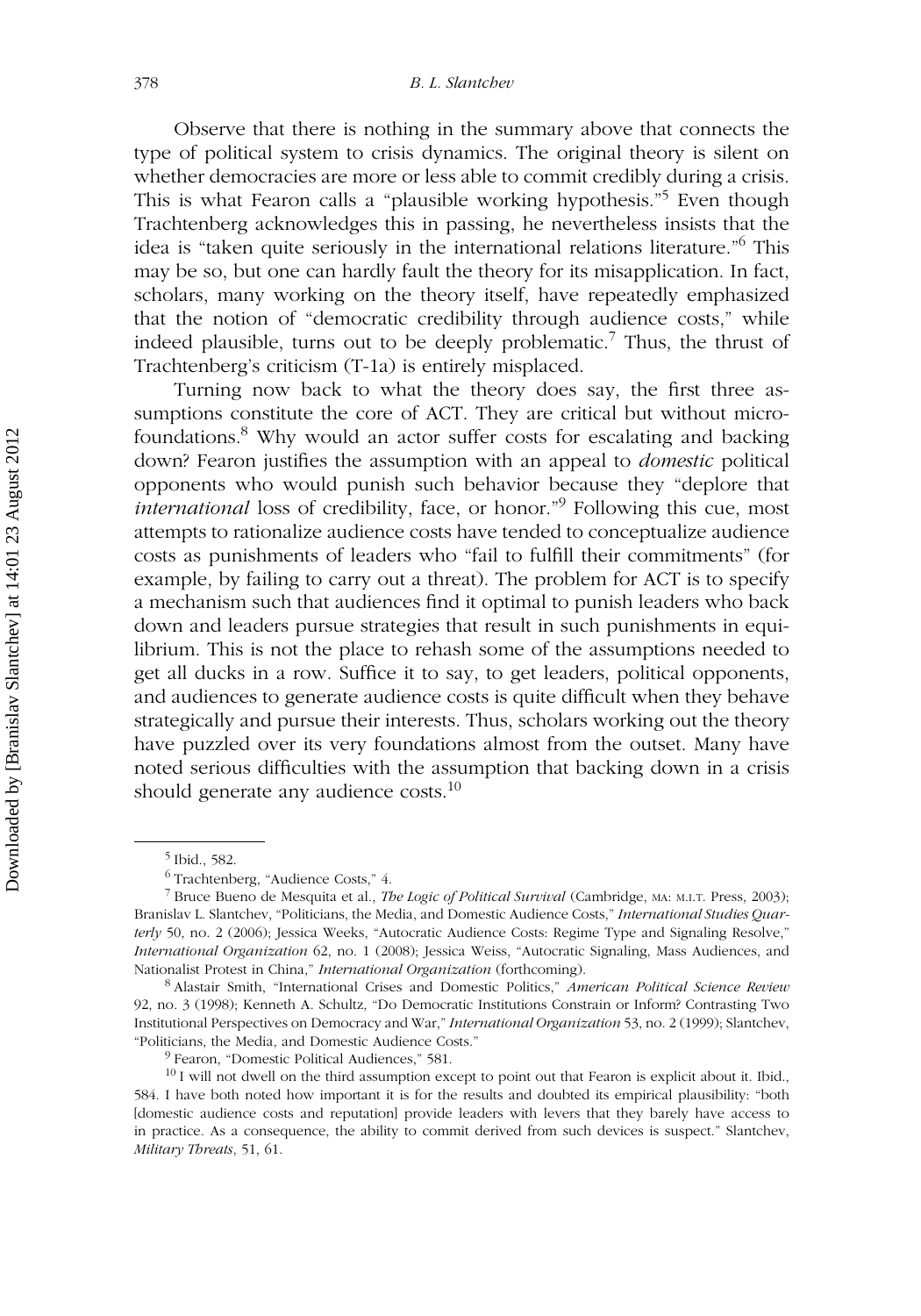Observe that there is nothing in the summary above that connects the type of political system to crisis dynamics. The original theory is silent on whether democracies are more or less able to commit credibly during a crisis. This is what Fearon calls a "plausible working hypothesis."[5] Even though Trachtenberg acknowledges this in passing, he nevertheless insists that the idea is "taken quite seriously in the international relations literature."[6] This may be so, but one can hardly fault the theory for its misapplication. In fact, scholars, many working on the theory itself, have repeatedly emphasized that the notion of "democratic credibility through audience costs," while indeed plausible, turns out to be deeply problematic.[7] Thus, the thrust of Trachtenberg's criticism (T-1a) is entirely misplaced.

Turning now back to what the theory does say, the first three assumptions constitute the core of ACT. They are critical but without microfoundations.[8] Why would an actor suffer costs for escalating and backing down? Fearon justifies the assumption with an appeal to *domestic* political opponents who would punish such behavior because they "deplore that *international* loss of credibility, face, or honor."[9] Following this cue, most attempts to rationalize audience costs have tended to conceptualize audience costs as punishments of leaders who "fail to fulfill their commitments" (for example, by failing to carry out a threat). The problem for ACT is to specify a mechanism such that audiences find it optimal to punish leaders who back down and leaders pursue strategies that result in such punishments in equilibrium. This is not the place to rehash some of the assumptions needed to get all ducks in a row. Suffice it to say, to get leaders, political opponents, and audiences to generate audience costs is quite difficult when they behave strategically and pursue their interests. Thus, scholars working out the theory have puzzled over its very foundations almost from the outset. Many have noted serious difficulties with the assumption that backing down in a crisis should generate any audience costs.[10]

---

[5] Ibid., 582.

[6] Trachtenberg, "Audience Costs," 4.

[7] Bruce Bueno de Mesquita et al., *The Logic of Political Survival* (Cambridge, MA: M.I.T. Press, 2003); Branislav L. Slantchev, "Politicians, the Media, and Domestic Audience Costs," *International Studies Quarterly* 50, no. 2 (2006); Jessica Weeks, "Autocratic Audience Costs: Regime Type and Signaling Resolve," *International Organization* 62, no. 1 (2008); Jessica Weiss, "Autocratic Signaling, Mass Audiences, and Nationalist Protest in China," *International Organization* (forthcoming).

[8] Alastair Smith, "International Crises and Domestic Politics," *American Political Science Review* 92, no. 3 (1998); Kenneth A. Schultz, "Do Democratic Institutions Constrain or Inform? Contrasting Two Institutional Perspectives on Democracy and War," *International Organization* 53, no. 2 (1999); Slantchev, "Politicians, the Media, and Domestic Audience Costs."

[9] Fearon, "Domestic Political Audiences," 581.

[10] I will not dwell on the third assumption except to point out that Fearon is explicit about it. Ibid., 584. I have both noted how important it is for the results and doubted its empirical plausibility: "both [domestic audience costs and reputation] provide leaders with levers that they barely have access to in practice. As a consequence, the ability to commit derived from such devices is suspect." Slantchev, *Military Threats*, 51, 61.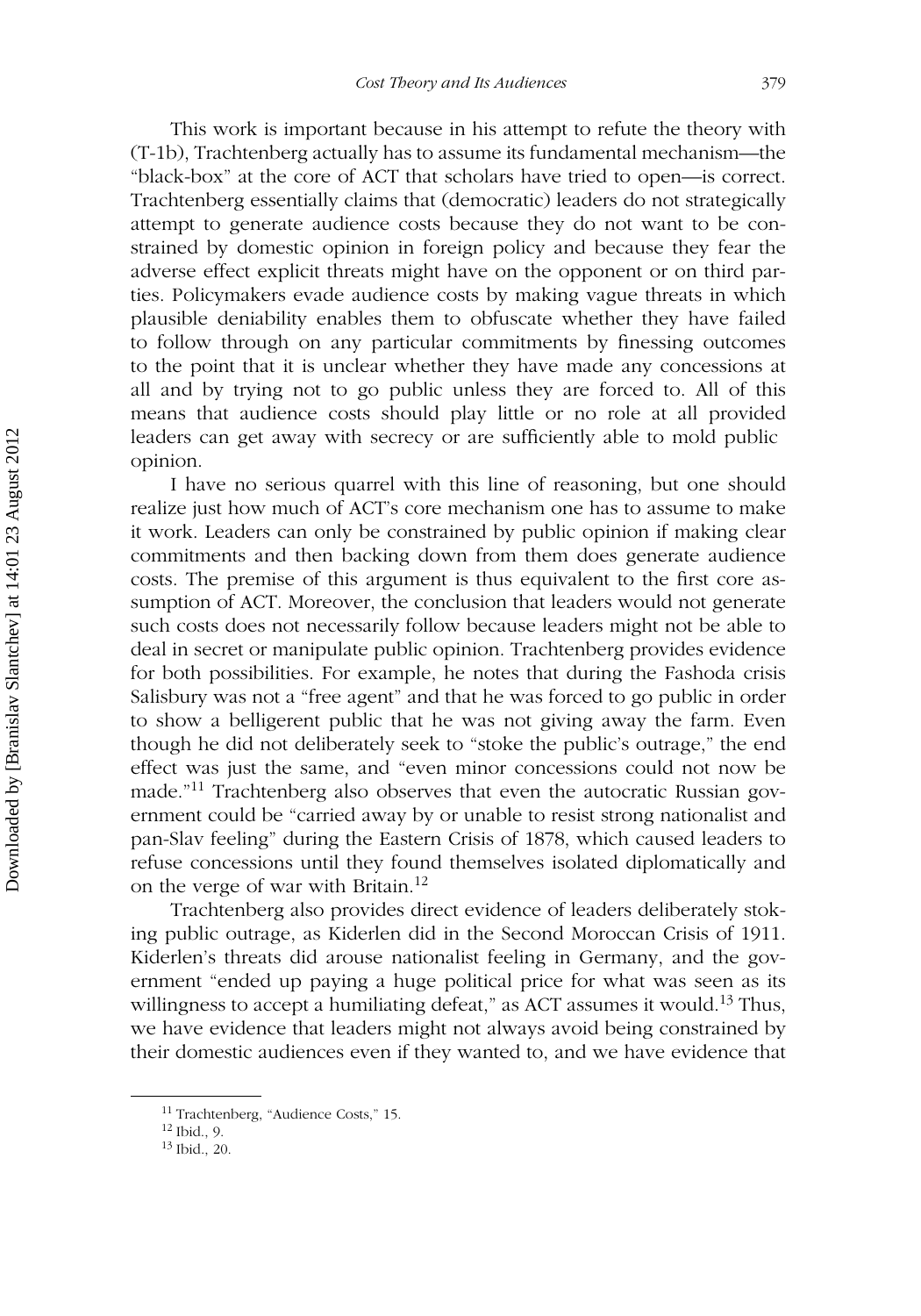This work is important because in his attempt to refute the theory with (T-1b), Trachtenberg actually has to assume its fundamental mechanism—the "black-box" at the core of ACT that scholars have tried to open—is correct. Trachtenberg essentially claims that (democratic) leaders do not strategically attempt to generate audience costs because they do not want to be constrained by domestic opinion in foreign policy and because they fear the adverse effect explicit threats might have on the opponent or on third parties. Policymakers evade audience costs by making vague threats in which plausible deniability enables them to obfuscate whether they have failed to follow through on any particular commitments by finessing outcomes to the point that it is unclear whether they have made any concessions at all and by trying not to go public unless they are forced to. All of this means that audience costs should play little or no role at all provided leaders can get away with secrecy or are sufficiently able to mold public opinion.

I have no serious quarrel with this line of reasoning, but one should realize just how much of ACT's core mechanism one has to assume to make it work. Leaders can only be constrained by public opinion if making clear commitments and then backing down from them does generate audience costs. The premise of this argument is thus equivalent to the first core assumption of ACT. Moreover, the conclusion that leaders would not generate such costs does not necessarily follow because leaders might not be able to deal in secret or manipulate public opinion. Trachtenberg provides evidence for both possibilities. For example, he notes that during the Fashoda crisis Salisbury was not a "free agent" and that he was forced to go public in order to show a belligerent public that he was not giving away the farm. Even though he did not deliberately seek to "stoke the public's outrage," the end effect was just the same, and "even minor concessions could not now be made."[11] Trachtenberg also observes that even the autocratic Russian government could be "carried away by or unable to resist strong nationalist and pan-Slav feeling" during the Eastern Crisis of 1878, which caused leaders to refuse concessions until they found themselves isolated diplomatically and on the verge of war with Britain.[12]

Trachtenberg also provides direct evidence of leaders deliberately stoking public outrage, as Kiderlen did in the Second Moroccan Crisis of 1911. Kiderlen's threats did arouse nationalist feeling in Germany, and the government "ended up paying a huge political price for what was seen as its willingness to accept a humiliating defeat," as ACT assumes it would.[13] Thus, we have evidence that leaders might not always avoid being constrained by their domestic audiences even if they wanted to, and we have evidence that

[11] Trachtenberg, "Audience Costs," 15.

[12] Ibid., 9.

[13] Ibid., 20.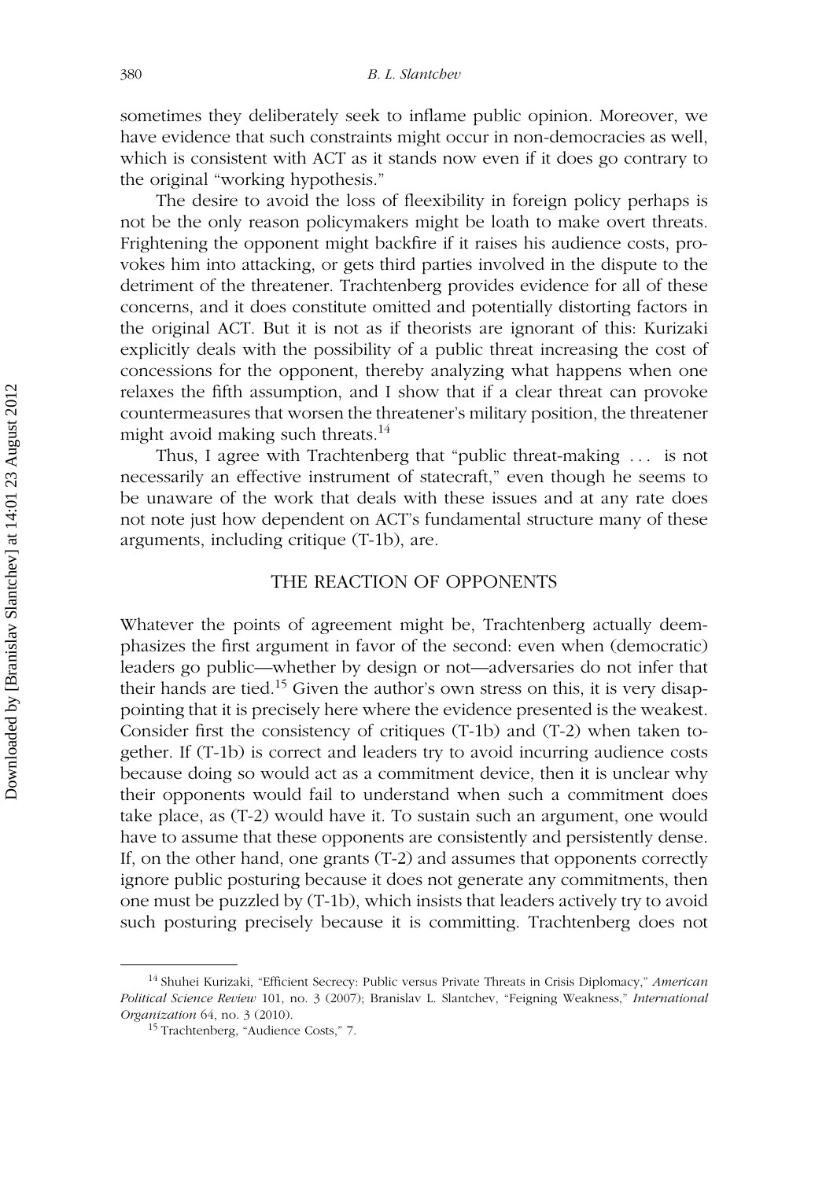sometimes they deliberately seek to inflame public opinion. Moreover, we have evidence that such constraints might occur in non-democracies as well, which is consistent with ACT as it stands now even if it does go contrary to the original "working hypothesis."

The desire to avoid the loss of fleexibility in foreign policy perhaps is not be the only reason policymakers might be loath to make overt threats. Frightening the opponent might backfire if it raises his audience costs, provokes him into attacking, or gets third parties involved in the dispute to the detriment of the threatener. Trachtenberg provides evidence for all of these concerns, and it does constitute omitted and potentially distorting factors in the original ACT. But it is not as if theorists are ignorant of this: Kurizaki explicitly deals with the possibility of a public threat increasing the cost of concessions for the opponent, thereby analyzing what happens when one relaxes the fifth assumption, and I show that if a clear threat can provoke countermeasures that worsen the threatener's military position, the threatener might avoid making such threats.[14]

Thus, I agree with Trachtenberg that "public threat-making . . . is not necessarily an effective instrument of statecraft," even though he seems to be unaware of the work that deals with these issues and at any rate does not note just how dependent on ACT's fundamental structure many of these arguments, including critique (T-1b), are.

## THE REACTION OF OPPONENTS

Whatever the points of agreement might be, Trachtenberg actually deemphasizes the first argument in favor of the second: even when (democratic) leaders go public—whether by design or not—adversaries do not infer that their hands are tied.[15] Given the author's own stress on this, it is very disappointing that it is precisely here where the evidence presented is the weakest. Consider first the consistency of critiques (T-1b) and (T-2) when taken together. If (T-1b) is correct and leaders try to avoid incurring audience costs because doing so would act as a commitment device, then it is unclear why their opponents would fail to understand when such a commitment does take place, as (T-2) would have it. To sustain such an argument, one would have to assume that these opponents are consistently and persistently dense. If, on the other hand, one grants (T-2) and assumes that opponents correctly ignore public posturing because it does not generate any commitments, then one must be puzzled by (T-1b), which insists that leaders actively try to avoid such posturing precisely because it is committing. Trachtenberg does not

[14] Shuhei Kurizaki, "Efficient Secrecy: Public versus Private Threats in Crisis Diplomacy," *American Political Science Review* 101, no. 3 (2007); Branislav L. Slantchev, "Feigning Weakness," *International Organization* 64, no. 3 (2010).

[15] Trachtenberg, "Audience Costs," 7.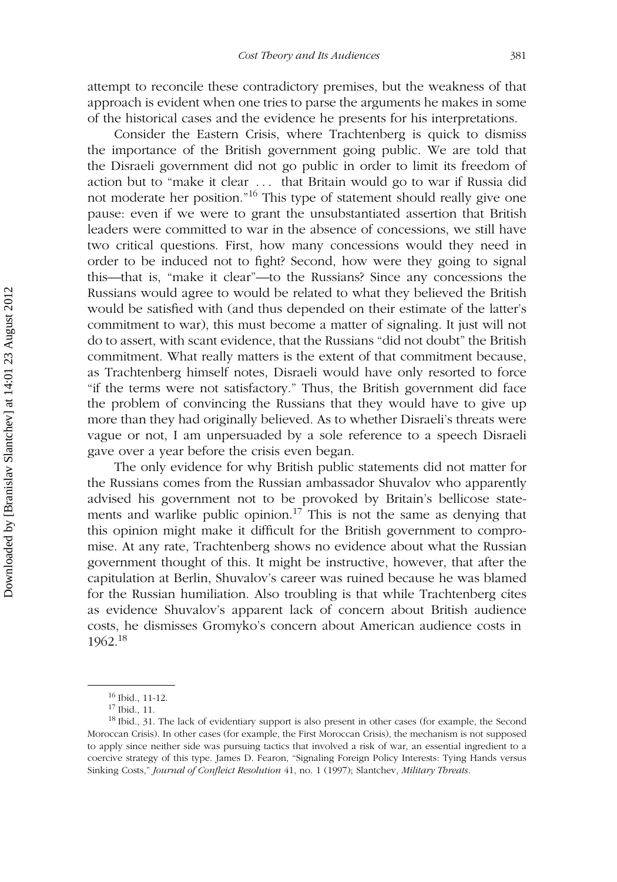attempt to reconcile these contradictory premises, but the weakness of that approach is evident when one tries to parse the arguments he makes in some of the historical cases and the evidence he presents for his interpretations.

Consider the Eastern Crisis, where Trachtenberg is quick to dismiss the importance of the British government going public. We are told that the Disraeli government did not go public in order to limit its freedom of action but to "make it clear . . . that Britain would go to war if Russia did not moderate her position."[16] This type of statement should really give one pause: even if we were to grant the unsubstantiated assertion that British leaders were committed to war in the absence of concessions, we still have two critical questions. First, how many concessions would they need in order to be induced not to fight? Second, how were they going to signal this—that is, "make it clear"—to the Russians? Since any concessions the Russians would agree to would be related to what they believed the British would be satisfied with (and thus depended on their estimate of the latter's commitment to war), this must become a matter of signaling. It just will not do to assert, with scant evidence, that the Russians "did not doubt" the British commitment. What really matters is the extent of that commitment because, as Trachtenberg himself notes, Disraeli would have only resorted to force "if the terms were not satisfactory." Thus, the British government did face the problem of convincing the Russians that they would have to give up more than they had originally believed. As to whether Disraeli's threats were vague or not, I am unpersuaded by a sole reference to a speech Disraeli gave over a year before the crisis even began.

The only evidence for why British public statements did not matter for the Russians comes from the Russian ambassador Shuvalov who apparently advised his government not to be provoked by Britain's bellicose statements and warlike public opinion.[17] This is not the same as denying that this opinion might make it difficult for the British government to compromise. At any rate, Trachtenberg shows no evidence about what the Russian government thought of this. It might be instructive, however, that after the capitulation at Berlin, Shuvalov's career was ruined because he was blamed for the Russian humiliation. Also troubling is that while Trachtenberg cites as evidence Shuvalov's apparent lack of concern about British audience costs, he dismisses Gromyko's concern about American audience costs in 1962.[18]

---

[16] Ibid., 11-12.

[17] Ibid., 11.

[18] Ibid., 31. The lack of evidentiary support is also present in other cases (for example, the Second Moroccan Crisis). In other cases (for example, the First Moroccan Crisis), the mechanism is not supposed to apply since neither side was pursuing tactics that involved a risk of war, an essential ingredient to a coercive strategy of this type. James D. Fearon, "Signaling Foreign Policy Interests: Tying Hands versus Sinking Costs," *Journal of Confleict Resolution* 41, no. 1 (1997); Slantchev, *Military Threats*.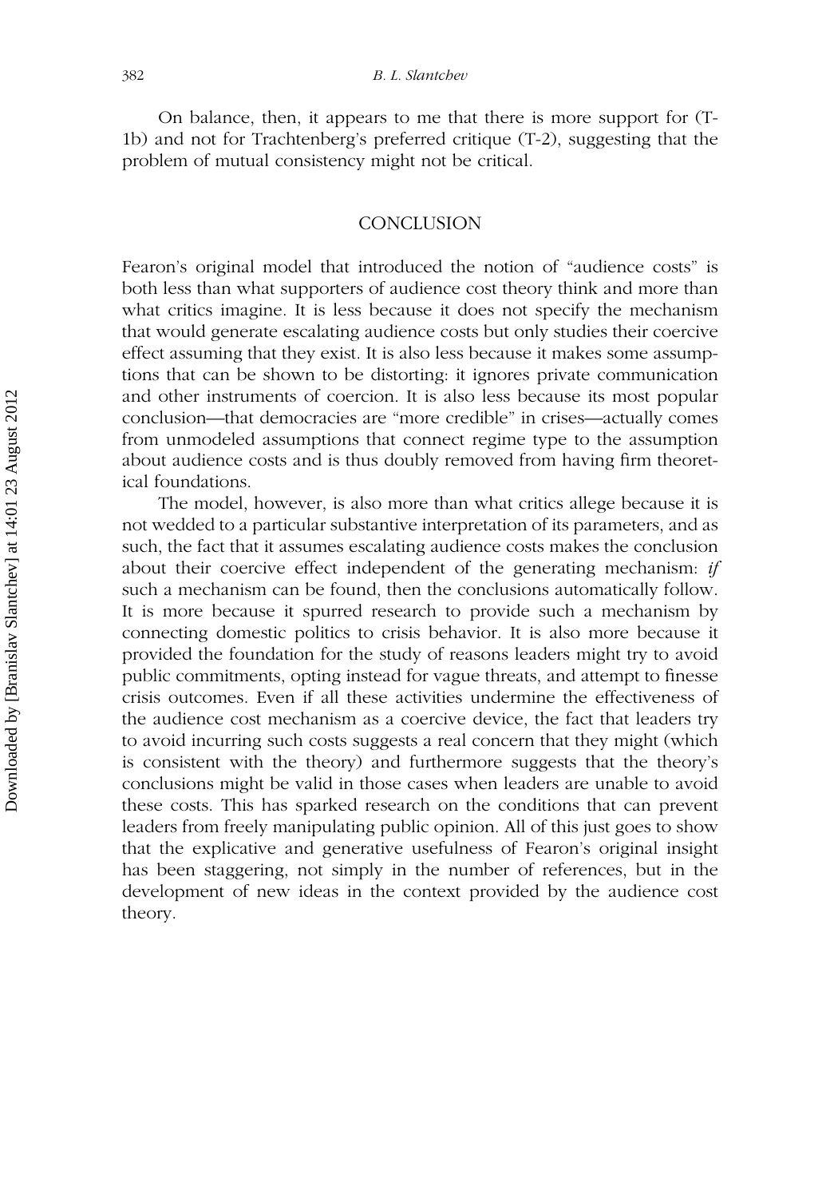On balance, then, it appears to me that there is more support for (T-1b) and not for Trachtenberg's preferred critique (T-2), suggesting that the problem of mutual consistency might not be critical.

## CONCLUSION

Fearon's original model that introduced the notion of "audience costs" is both less than what supporters of audience cost theory think and more than what critics imagine. It is less because it does not specify the mechanism that would generate escalating audience costs but only studies their coercive effect assuming that they exist. It is also less because it makes some assumptions that can be shown to be distorting: it ignores private communication and other instruments of coercion. It is also less because its most popular conclusion—that democracies are "more credible" in crises—actually comes from unmodeled assumptions that connect regime type to the assumption about audience costs and is thus doubly removed from having firm theoretical foundations.

The model, however, is also more than what critics allege because it is not wedded to a particular substantive interpretation of its parameters, and as such, the fact that it assumes escalating audience costs makes the conclusion about their coercive effect independent of the generating mechanism: *if* such a mechanism can be found, then the conclusions automatically follow. It is more because it spurred research to provide such a mechanism by connecting domestic politics to crisis behavior. It is also more because it provided the foundation for the study of reasons leaders might try to avoid public commitments, opting instead for vague threats, and attempt to finesse crisis outcomes. Even if all these activities undermine the effectiveness of the audience cost mechanism as a coercive device, the fact that leaders try to avoid incurring such costs suggests a real concern that they might (which is consistent with the theory) and furthermore suggests that the theory's conclusions might be valid in those cases when leaders are unable to avoid these costs. This has sparked research on the conditions that can prevent leaders from freely manipulating public opinion. All of this just goes to show that the explicative and generative usefulness of Fearon's original insight has been staggering, not simply in the number of references, but in the development of new ideas in the context provided by the audience cost theory.